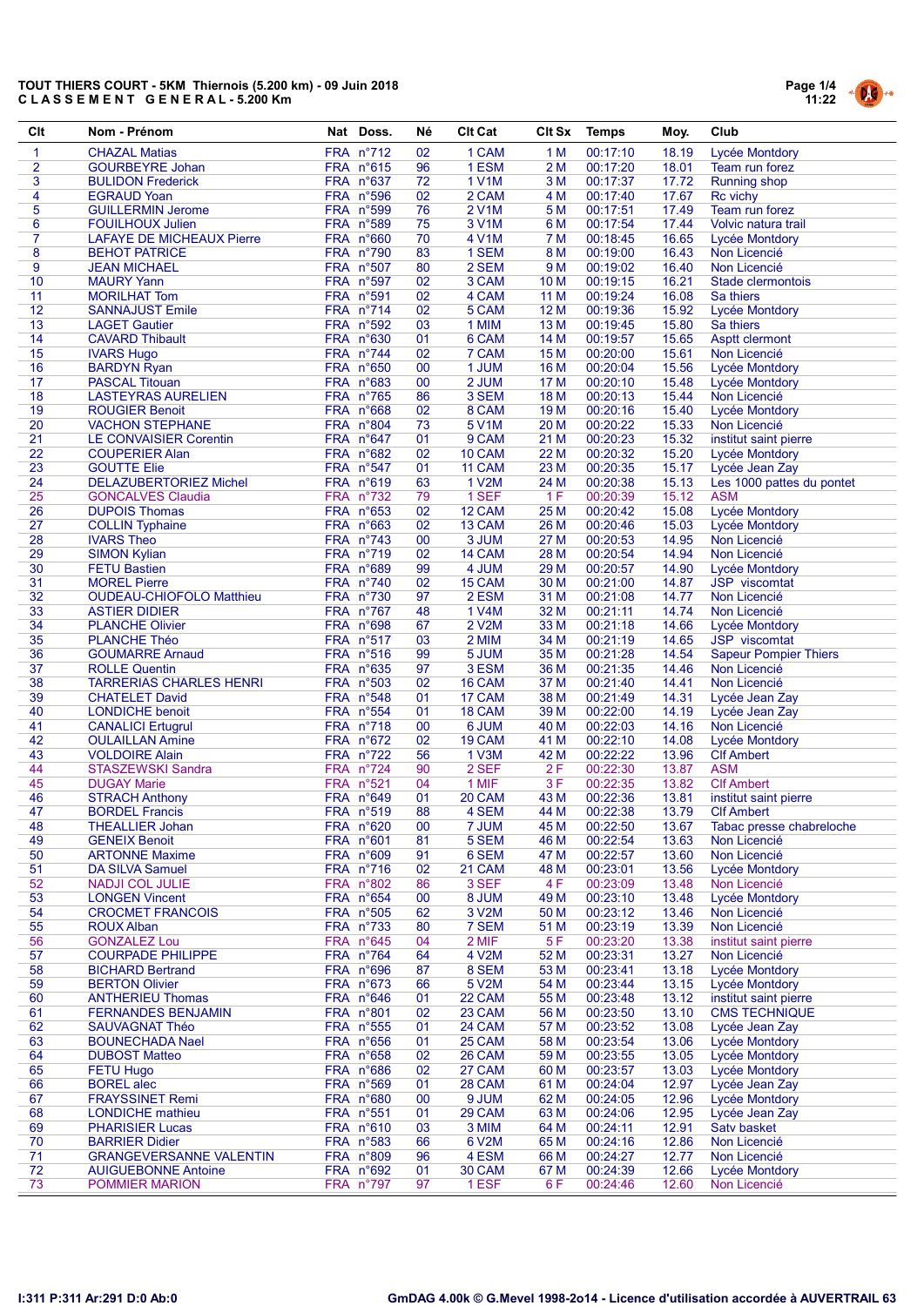**TOUT THIERS COURT - 5KM Thiernois (5.200 km) - 09 Juin 2018**
**C L A S S E M E N T G E N E R A L - 5.200 Km**

| Clt | Nom - Prénom | Nat | Doss. | Né | Clt Cat | Clt Sx | Temps | Moy. | Club |
|---|---|---|---|---|---|---|---|---|---|
| 1 | CHAZAL Matias | FRA | n°712 | 02 | 1 CAM | 1 M | 00:17:10 | 18.19 | Lycée Montdory |
| 2 | GOURBEYRE Johan | FRA | n°615 | 96 | 1 ESM | 2 M | 00:17:20 | 18.01 | Team run forez |
| 3 | BULIDON Frederick | FRA | n°637 | 72 | 1 V1M | 3 M | 00:17:37 | 17.72 | Running shop |
| 4 | EGRAUD Yoan | FRA | n°596 | 02 | 2 CAM | 4 M | 00:17:40 | 17.67 | Rc vichy |
| 5 | GUILLERMIN Jerome | FRA | n°599 | 76 | 2 V1M | 5 M | 00:17:51 | 17.49 | Team run forez |
| 6 | FOUILHOUX Julien | FRA | n°589 | 75 | 3 V1M | 6 M | 00:17:54 | 17.44 | Volvic natura trail |
| 7 | LAFAYE DE MICHEAUX Pierre | FRA | n°660 | 70 | 4 V1M | 7 M | 00:18:45 | 16.65 | Lycée Montdory |
| 8 | BEHOT PATRICE | FRA | n°790 | 83 | 1 SEM | 8 M | 00:19:00 | 16.43 | Non Licencié |
| 9 | JEAN MICHAEL | FRA | n°507 | 80 | 2 SEM | 9 M | 00:19:02 | 16.40 | Non Licencié |
| 10 | MAURY Yann | FRA | n°597 | 02 | 3 CAM | 10 M | 00:19:15 | 16.21 | Stade clermontois |
| 11 | MORILHAT Tom | FRA | n°591 | 02 | 4 CAM | 11 M | 00:19:24 | 16.08 | Sa thiers |
| 12 | SANNAJUST Emile | FRA | n°714 | 02 | 5 CAM | 12 M | 00:19:36 | 15.92 | Lycée Montdory |
| 13 | LAGET Gautier | FRA | n°592 | 03 | 1 MIM | 13 M | 00:19:45 | 15.80 | Sa thiers |
| 14 | CAVARD Thibault | FRA | n°630 | 01 | 6 CAM | 14 M | 00:19:57 | 15.65 | Asptt clermont |
| 15 | IVARS Hugo | FRA | n°744 | 02 | 7 CAM | 15 M | 00:20:00 | 15.61 | Non Licencié |
| 16 | BARDYN Ryan | FRA | n°650 | 00 | 1 JUM | 16 M | 00:20:04 | 15.56 | Lycée Montdory |
| 17 | PASCAL Titouan | FRA | n°683 | 00 | 2 JUM | 17 M | 00:20:10 | 15.48 | Lycée Montdory |
| 18 | LASTEYRAS AURELIEN | FRA | n°765 | 86 | 3 SEM | 18 M | 00:20:13 | 15.44 | Non Licencié |
| 19 | ROUGIER Benoit | FRA | n°668 | 02 | 8 CAM | 19 M | 00:20:16 | 15.40 | Lycée Montdory |
| 20 | VACHON STEPHANE | FRA | n°804 | 73 | 5 V1M | 20 M | 00:20:22 | 15.33 | Non Licencié |
| 21 | LE CONVAISIER Corentin | FRA | n°647 | 01 | 9 CAM | 21 M | 00:20:23 | 15.32 | institut saint pierre |
| 22 | COUPERIER Alan | FRA | n°682 | 02 | 10 CAM | 22 M | 00:20:32 | 15.20 | Lycée Montdory |
| 23 | GOUTTE Elie | FRA | n°547 | 01 | 11 CAM | 23 M | 00:20:35 | 15.17 | Lycée Jean Zay |
| 24 | DELAZUBERTORIEZ Michel | FRA | n°619 | 63 | 1 V2M | 24 M | 00:20:38 | 15.13 | Les 1000 pattes du pontet |
| 25 | GONCALVES Claudia | FRA | n°732 | 79 | 1 SEF | 1 F | 00:20:39 | 15.12 | ASM |
| 26 | DUPOIS Thomas | FRA | n°653 | 02 | 12 CAM | 25 M | 00:20:42 | 15.08 | Lycée Montdory |
| 27 | COLLIN Typhaine | FRA | n°663 | 02 | 13 CAM | 26 M | 00:20:46 | 15.03 | Lycée Montdory |
| 28 | IVARS Theo | FRA | n°743 | 00 | 3 JUM | 27 M | 00:20:53 | 14.95 | Non Licencié |
| 29 | SIMON Kylian | FRA | n°719 | 02 | 14 CAM | 28 M | 00:20:54 | 14.94 | Non Licencié |
| 30 | FETU Bastien | FRA | n°689 | 99 | 4 JUM | 29 M | 00:20:57 | 14.90 | Lycée Montdory |
| 31 | MOREL Pierre | FRA | n°740 | 02 | 15 CAM | 30 M | 00:21:00 | 14.87 | JSP viscomtat |
| 32 | OUDEAU-CHIOFOLO Matthieu | FRA | n°730 | 97 | 2 ESM | 31 M | 00:21:08 | 14.77 | Non Licencié |
| 33 | ASTIER DIDIER | FRA | n°767 | 48 | 1 V4M | 32 M | 00:21:11 | 14.74 | Non Licencié |
| 34 | PLANCHE Olivier | FRA | n°698 | 67 | 2 V2M | 33 M | 00:21:18 | 14.66 | Lycée Montdory |
| 35 | PLANCHE Théo | FRA | n°517 | 03 | 2 MIM | 34 M | 00:21:19 | 14.65 | JSP viscomtat |
| 36 | GOUMARRE Arnaud | FRA | n°516 | 99 | 5 JUM | 35 M | 00:21:28 | 14.54 | Sapeur Pompier Thiers |
| 37 | ROLLE Quentin | FRA | n°635 | 97 | 3 ESM | 36 M | 00:21:35 | 14.46 | Non Licencié |
| 38 | TARRERIAS CHARLES HENRI | FRA | n°503 | 02 | 16 CAM | 37 M | 00:21:40 | 14.41 | Non Licencié |
| 39 | CHATELET David | FRA | n°548 | 01 | 17 CAM | 38 M | 00:21:49 | 14.31 | Lycée Jean Zay |
| 40 | LONDICHE benoit | FRA | n°554 | 01 | 18 CAM | 39 M | 00:22:00 | 14.19 | Lycée Jean Zay |
| 41 | CANALICI Ertugrul | FRA | n°718 | 00 | 6 JUM | 40 M | 00:22:03 | 14.16 | Non Licencié |
| 42 | OULAILLAN Amine | FRA | n°672 | 02 | 19 CAM | 41 M | 00:22:10 | 14.08 | Lycée Montdory |
| 43 | VOLDOIRE Alain | FRA | n°722 | 56 | 1 V3M | 42 M | 00:22:22 | 13.96 | Clf Ambert |
| 44 | STASZEWSKI Sandra | FRA | n°724 | 90 | 2 SEF | 2 F | 00:22:30 | 13.87 | ASM |
| 45 | DUGAY Marie | FRA | n°521 | 04 | 1 MIF | 3 F | 00:22:35 | 13.82 | Clf Ambert |
| 46 | STRACH Anthony | FRA | n°649 | 01 | 20 CAM | 43 M | 00:22:36 | 13.81 | institut saint pierre |
| 47 | BORDEL Francis | FRA | n°519 | 88 | 4 SEM | 44 M | 00:22:38 | 13.79 | Clf Ambert |
| 48 | THEALLIER Johan | FRA | n°620 | 00 | 7 JUM | 45 M | 00:22:50 | 13.67 | Tabac presse chabreloche |
| 49 | GENEIX Benoit | FRA | n°601 | 81 | 5 SEM | 46 M | 00:22:54 | 13.63 | Non Licencié |
| 50 | ARTONNE Maxime | FRA | n°609 | 91 | 6 SEM | 47 M | 00:22:57 | 13.60 | Non Licencié |
| 51 | DA SILVA Samuel | FRA | n°716 | 02 | 21 CAM | 48 M | 00:23:01 | 13.56 | Lycée Montdory |
| 52 | NADJI COL JULIE | FRA | n°802 | 86 | 3 SEF | 4 F | 00:23:09 | 13.48 | Non Licencié |
| 53 | LONGEN Vincent | FRA | n°654 | 00 | 8 JUM | 49 M | 00:23:10 | 13.48 | Lycée Montdory |
| 54 | CROCMET FRANCOIS | FRA | n°505 | 62 | 3 V2M | 50 M | 00:23:12 | 13.46 | Non Licencié |
| 55 | ROUX Alban | FRA | n°733 | 80 | 7 SEM | 51 M | 00:23:19 | 13.39 | Non Licencié |
| 56 | GONZALEZ Lou | FRA | n°645 | 04 | 2 MIF | 5 F | 00:23:20 | 13.38 | institut saint pierre |
| 57 | COURPADE PHILIPPE | FRA | n°764 | 64 | 4 V2M | 52 M | 00:23:31 | 13.27 | Non Licencié |
| 58 | BICHARD Bertrand | FRA | n°696 | 87 | 8 SEM | 53 M | 00:23:41 | 13.18 | Lycée Montdory |
| 59 | BERTON Olivier | FRA | n°673 | 66 | 5 V2M | 54 M | 00:23:44 | 13.15 | Lycée Montdory |
| 60 | ANTHERIEU Thomas | FRA | n°646 | 01 | 22 CAM | 55 M | 00:23:48 | 13.12 | institut saint pierre |
| 61 | FERNANDES BENJAMIN | FRA | n°801 | 02 | 23 CAM | 56 M | 00:23:50 | 13.10 | CMS TECHNIQUE |
| 62 | SAUVAGNAT Théo | FRA | n°555 | 01 | 24 CAM | 57 M | 00:23:52 | 13.08 | Lycée Jean Zay |
| 63 | BOUNECHADA Nael | FRA | n°656 | 01 | 25 CAM | 58 M | 00:23:54 | 13.06 | Lycée Montdory |
| 64 | DUBOST Matteo | FRA | n°658 | 02 | 26 CAM | 59 M | 00:23:55 | 13.05 | Lycée Montdory |
| 65 | FETU Hugo | FRA | n°686 | 02 | 27 CAM | 60 M | 00:23:57 | 13.03 | Lycée Montdory |
| 66 | BOREL alec | FRA | n°569 | 01 | 28 CAM | 61 M | 00:24:04 | 12.97 | Lycée Jean Zay |
| 67 | FRAYSSINET Remi | FRA | n°680 | 00 | 9 JUM | 62 M | 00:24:05 | 12.96 | Lycée Montdory |
| 68 | LONDICHE mathieu | FRA | n°551 | 01 | 29 CAM | 63 M | 00:24:06 | 12.95 | Lycée Jean Zay |
| 69 | PHARISIER Lucas | FRA | n°610 | 03 | 3 MIM | 64 M | 00:24:11 | 12.91 | Satv basket |
| 70 | BARRIER Didier | FRA | n°583 | 66 | 6 V2M | 65 M | 00:24:16 | 12.86 | Non Licencié |
| 71 | GRANGEVERSANNE VALENTIN | FRA | n°809 | 96 | 4 ESM | 66 M | 00:24:27 | 12.77 | Non Licencié |
| 72 | AUIGUEBONNE Antoine | FRA | n°692 | 01 | 30 CAM | 67 M | 00:24:39 | 12.66 | Lycée Montdory |
| 73 | POMMIER MARION | FRA | n°797 | 97 | 1 ESF | 6 F | 00:24:46 | 12.60 | Non Licencié |

I:311 P:311 Ar:291 D:0 Ab:0

GmDAG 4.00k © G.Mevel 1998-2014 - Licence d'utilisation accordée à AUVERTRAIL 63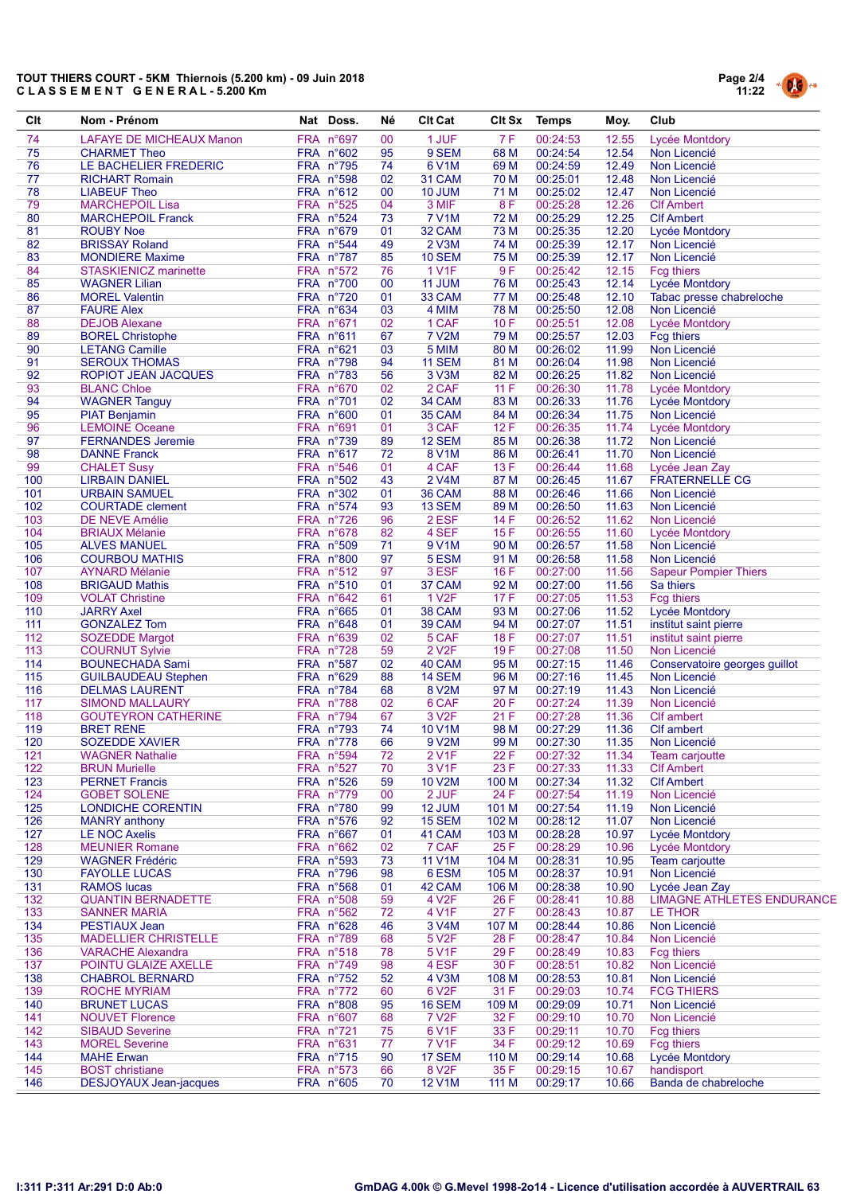**TOUT THIERS COURT - 5KM Thiernois (5.200 km) - 09 Juin 2018**
**C L A S S E M E N T G E N E R A L - 5.200 Km**

| Clt | Nom - Prénom | Nat | Doss. | Né | Clt Cat | Clt Sx | Temps | Moy. | Club |
|---|---|---|---|---|---|---|---|---|---|
| 74 | LAFAYE DE MICHEAUX Manon | FRA | n°697 | 00 | 1 JUF | 7 F | 00:24:53 | 12.55 | Lycée Montdory |
| 75 | CHARMET Theo | FRA | n°602 | 95 | 9 SEM | 68 M | 00:24:54 | 12.54 | Non Licencié |
| 76 | LE BACHELIER FREDERIC | FRA | n°795 | 74 | 6 V1M | 69 M | 00:24:59 | 12.49 | Non Licencié |
| 77 | RICHART Romain | FRA | n°598 | 02 | 31 CAM | 70 M | 00:25:01 | 12.48 | Non Licencié |
| 78 | LIABEUF Theo | FRA | n°612 | 00 | 10 JUM | 71 M | 00:25:02 | 12.47 | Non Licencié |
| 79 | MARCHEPOIL Lisa | FRA | n°525 | 04 | 3 MIF | 8 F | 00:25:28 | 12.26 | Clf Ambert |
| 80 | MARCHEPOIL Franck | FRA | n°524 | 73 | 7 V1M | 72 M | 00:25:29 | 12.25 | Clf Ambert |
| 81 | ROUBY Noe | FRA | n°679 | 01 | 32 CAM | 73 M | 00:25:35 | 12.20 | Lycée Montdory |
| 82 | BRISSAY Roland | FRA | n°544 | 49 | 2 V3M | 74 M | 00:25:39 | 12.17 | Non Licencié |
| 83 | MONDIERE Maxime | FRA | n°787 | 85 | 10 SEM | 75 M | 00:25:39 | 12.17 | Non Licencié |
| 84 | STASKIENICZ marinette | FRA | n°572 | 76 | 1 V1F | 9 F | 00:25:42 | 12.15 | Fcg thiers |
| 85 | WAGNER Lilian | FRA | n°700 | 00 | 11 JUM | 76 M | 00:25:43 | 12.14 | Lycée Montdory |
| 86 | MOREL Valentin | FRA | n°720 | 01 | 33 CAM | 77 M | 00:25:48 | 12.10 | Tabac presse chabreloche |
| 87 | FAURE Alex | FRA | n°634 | 03 | 4 MIM | 78 M | 00:25:50 | 12.08 | Non Licencié |
| 88 | DEJOB Alexane | FRA | n°671 | 02 | 1 CAF | 10 F | 00:25:51 | 12.08 | Lycée Montdory |
| 89 | BOREL Christophe | FRA | n°611 | 67 | 7 V2M | 79 M | 00:25:57 | 12.03 | Fcg thiers |
| 90 | LETANG Camille | FRA | n°621 | 03 | 5 MIM | 80 M | 00:26:02 | 11.99 | Non Licencié |
| 91 | SEROUX THOMAS | FRA | n°798 | 94 | 11 SEM | 81 M | 00:26:04 | 11.98 | Non Licencié |
| 92 | ROPIOT JEAN JACQUES | FRA | n°783 | 56 | 3 V3M | 82 M | 00:26:25 | 11.82 | Non Licencié |
| 93 | BLANC Chloe | FRA | n°670 | 02 | 2 CAF | 11 F | 00:26:30 | 11.78 | Lycée Montdory |
| 94 | WAGNER Tanguy | FRA | n°701 | 02 | 34 CAM | 83 M | 00:26:33 | 11.76 | Lycée Montdory |
| 95 | PIAT Benjamin | FRA | n°600 | 01 | 35 CAM | 84 M | 00:26:34 | 11.75 | Non Licencié |
| 96 | LEMOINE Oceane | FRA | n°691 | 01 | 3 CAF | 12 F | 00:26:35 | 11.74 | Lycée Montdory |
| 97 | FERNANDES Jeremie | FRA | n°739 | 89 | 12 SEM | 85 M | 00:26:38 | 11.72 | Non Licencié |
| 98 | DANNE Franck | FRA | n°617 | 72 | 8 V1M | 86 M | 00:26:41 | 11.70 | Non Licencié |
| 99 | CHALET Susy | FRA | n°546 | 01 | 4 CAF | 13 F | 00:26:44 | 11.68 | Lycée Jean Zay |
| 100 | LIRBAIN DANIEL | FRA | n°502 | 43 | 2 V4M | 87 M | 00:26:45 | 11.67 | FRATERNELLE CG |
| 101 | URBAIN SAMUEL | FRA | n°302 | 01 | 36 CAM | 88 M | 00:26:46 | 11.66 | Non Licencié |
| 102 | COURTADE clement | FRA | n°574 | 93 | 13 SEM | 89 M | 00:26:50 | 11.63 | Non Licencié |
| 103 | DE NEVE Amélie | FRA | n°726 | 96 | 2 ESF | 14 F | 00:26:52 | 11.62 | Non Licencié |
| 104 | BRIAUX Mélanie | FRA | n°678 | 82 | 4 SEF | 15 F | 00:26:55 | 11.60 | Lycée Montdory |
| 105 | ALVES MANUEL | FRA | n°509 | 71 | 9 V1M | 90 M | 00:26:57 | 11.58 | Non Licencié |
| 106 | COURBOU MATHIS | FRA | n°800 | 97 | 5 ESM | 91 M | 00:26:58 | 11.58 | Non Licencié |
| 107 | AYNARD Mélanie | FRA | n°512 | 97 | 3 ESF | 16 F | 00:27:00 | 11.56 | Sapeur Pompier Thiers |
| 108 | BRIGAUD Mathis | FRA | n°510 | 01 | 37 CAM | 92 M | 00:27:00 | 11.56 | Sa thiers |
| 109 | VOLAT Christine | FRA | n°642 | 61 | 1 V2F | 17 F | 00:27:05 | 11.53 | Fcg thiers |
| 110 | JARRY Axel | FRA | n°665 | 01 | 38 CAM | 93 M | 00:27:06 | 11.52 | Lycée Montdory |
| 111 | GONZALEZ Tom | FRA | n°648 | 01 | 39 CAM | 94 M | 00:27:07 | 11.51 | institut saint pierre |
| 112 | SOZEDDE Margot | FRA | n°639 | 02 | 5 CAF | 18 F | 00:27:07 | 11.51 | institut saint pierre |
| 113 | COURNUT Sylvie | FRA | n°728 | 59 | 2 V2F | 19 F | 00:27:08 | 11.50 | Non Licencié |
| 114 | BOUNECHADA Sami | FRA | n°587 | 02 | 40 CAM | 95 M | 00:27:15 | 11.46 | Conservatoire georges guillot |
| 115 | GUILBAUDEAU Stephen | FRA | n°629 | 88 | 14 SEM | 96 M | 00:27:16 | 11.45 | Non Licencié |
| 116 | DELMAS LAURENT | FRA | n°784 | 68 | 8 V2M | 97 M | 00:27:19 | 11.43 | Non Licencié |
| 117 | SIMOND MALLAURY | FRA | n°788 | 02 | 6 CAF | 20 F | 00:27:24 | 11.39 | Non Licencié |
| 118 | GOUTEYRON CATHERINE | FRA | n°794 | 67 | 3 V2F | 21 F | 00:27:28 | 11.36 | Clf ambert |
| 119 | BRET RENE | FRA | n°793 | 74 | 10 V1M | 98 M | 00:27:29 | 11.36 | Clf ambert |
| 120 | SOZEDDE XAVIER | FRA | n°778 | 66 | 9 V2M | 99 M | 00:27:30 | 11.35 | Non Licencié |
| 121 | WAGNER Nathalie | FRA | n°594 | 72 | 2 V1F | 22 F | 00:27:32 | 11.34 | Team carjoutte |
| 122 | BRUN Murielle | FRA | n°527 | 70 | 3 V1F | 23 F | 00:27:33 | 11.33 | Clf Ambert |
| 123 | PERNET Francis | FRA | n°526 | 59 | 10 V2M | 100 M | 00:27:34 | 11.32 | Clf Ambert |
| 124 | GOBET SOLENE | FRA | n°779 | 00 | 2 JUF | 24 F | 00:27:54 | 11.19 | Non Licencié |
| 125 | LONDICHE CORENTIN | FRA | n°780 | 99 | 12 JUM | 101 M | 00:27:54 | 11.19 | Non Licencié |
| 126 | MANRY anthony | FRA | n°576 | 92 | 15 SEM | 102 M | 00:28:12 | 11.07 | Non Licencié |
| 127 | LE NOC Axelis | FRA | n°667 | 01 | 41 CAM | 103 M | 00:28:28 | 10.97 | Lycée Montdory |
| 128 | MEUNIER Romane | FRA | n°662 | 02 | 7 CAF | 25 F | 00:28:29 | 10.96 | Lycée Montdory |
| 129 | WAGNER Frédéric | FRA | n°593 | 73 | 11 V1M | 104 M | 00:28:31 | 10.95 | Team carjoutte |
| 130 | FAYOLLE LUCAS | FRA | n°796 | 98 | 6 ESM | 105 M | 00:28:37 | 10.91 | Non Licencié |
| 131 | RAMOS lucas | FRA | n°568 | 01 | 42 CAM | 106 M | 00:28:38 | 10.90 | Lycée Jean Zay |
| 132 | QUANTIN BERNADETTE | FRA | n°508 | 59 | 4 V2F | 26 F | 00:28:41 | 10.88 | LIMAGNE ATHLETES ENDURANCE |
| 133 | SANNER MARIA | FRA | n°562 | 72 | 4 V1F | 27 F | 00:28:43 | 10.87 | LE THOR |
| 134 | PESTIAUX Jean | FRA | n°628 | 46 | 3 V4M | 107 M | 00:28:44 | 10.86 | Non Licencié |
| 135 | MADELLIER CHRISTELLE | FRA | n°789 | 68 | 5 V2F | 28 F | 00:28:47 | 10.84 | Non Licencié |
| 136 | VARACHE Alexandra | FRA | n°518 | 78 | 5 V1F | 29 F | 00:28:49 | 10.83 | Fcg thiers |
| 137 | POINTU GLAIZE AXELLE | FRA | n°749 | 98 | 4 ESF | 30 F | 00:28:51 | 10.82 | Non Licencié |
| 138 | CHABROL BERNARD | FRA | n°752 | 52 | 4 V3M | 108 M | 00:28:53 | 10.81 | Non Licencié |
| 139 | ROCHE MYRIAM | FRA | n°772 | 60 | 6 V2F | 31 F | 00:29:03 | 10.74 | FCG THIERS |
| 140 | BRUNET LUCAS | FRA | n°808 | 95 | 16 SEM | 109 M | 00:29:09 | 10.71 | Non Licencié |
| 141 | NOUVET Florence | FRA | n°607 | 68 | 7 V2F | 32 F | 00:29:10 | 10.70 | Non Licencié |
| 142 | SIBAUD Severine | FRA | n°721 | 75 | 6 V1F | 33 F | 00:29:11 | 10.70 | Fcg thiers |
| 143 | MOREL Severine | FRA | n°631 | 77 | 7 V1F | 34 F | 00:29:12 | 10.69 | Fcg thiers |
| 144 | MAHE Erwan | FRA | n°715 | 90 | 17 SEM | 110 M | 00:29:14 | 10.68 | Lycée Montdory |
| 145 | BOST christiane | FRA | n°573 | 66 | 8 V2F | 35 F | 00:29:15 | 10.67 | handisport |
| 146 | DESJOYAUX Jean-jacques | FRA | n°605 | 70 | 12 V1M | 111 M | 00:29:17 | 10.66 | Banda de chabreloche |

I:311 P:311 Ar:291 D:0 Ab:0

GmDAG 4.00k © G.Mevel 1998-2014 - Licence d'utilisation accordée à AUVERTRAIL 63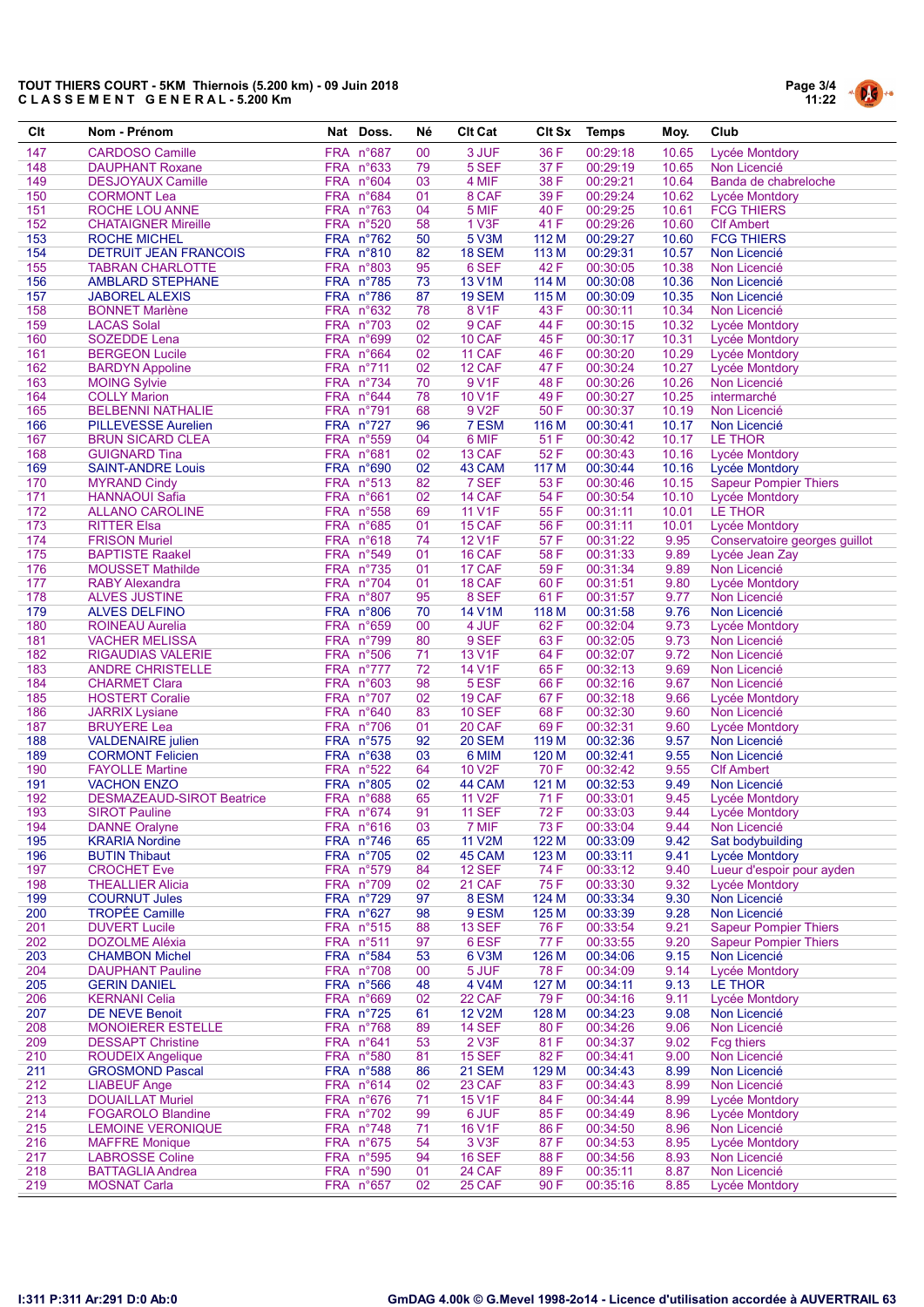**TOUT THIERS COURT - 5KM Thiernois (5.200 km) - 09 Juin 2018**
**C L A S S E M E N T G E N E R A L - 5.200 Km**

| Clt | Nom - Prénom | Nat | Doss. | Né | Clt Cat | Clt Sx | Temps | Moy. | Club |
|---|---|---|---|---|---|---|---|---|---|
| 147 | CARDOSO Camille | FRA | n°687 | 00 | 3 JUF | 36 F | 00:29:18 | 10.65 | Lycée Montdory |
| 148 | DAUPHANT Roxane | FRA | n°633 | 79 | 5 SEF | 37 F | 00:29:19 | 10.65 | Non Licencié |
| 149 | DESJOYAUX Camille | FRA | n°604 | 03 | 4 MIF | 38 F | 00:29:21 | 10.64 | Banda de chabreloche |
| 150 | CORMONT Lea | FRA | n°684 | 01 | 8 CAF | 39 F | 00:29:24 | 10.62 | Lycée Montdory |
| 151 | ROCHE LOU ANNE | FRA | n°763 | 04 | 5 MIF | 40 F | 00:29:25 | 10.61 | FCG THIERS |
| 152 | CHATAIGNER Mireille | FRA | n°520 | 58 | 1 V3F | 41 F | 00:29:26 | 10.60 | Clf Ambert |
| 153 | ROCHE MICHEL | FRA | n°762 | 50 | 5 V3M | 112 M | 00:29:27 | 10.60 | FCG THIERS |
| 154 | DETRUIT JEAN FRANCOIS | FRA | n°810 | 82 | 18 SEM | 113 M | 00:29:31 | 10.57 | Non Licencié |
| 155 | TABRAN CHARLOTTE | FRA | n°803 | 95 | 6 SEF | 42 F | 00:30:05 | 10.38 | Non Licencié |
| 156 | AMBLARD STEPHANE | FRA | n°785 | 73 | 13 V1M | 114 M | 00:30:08 | 10.36 | Non Licencié |
| 157 | JABOREL ALEXIS | FRA | n°786 | 87 | 19 SEM | 115 M | 00:30:09 | 10.35 | Non Licencié |
| 158 | BONNET Marlène | FRA | n°632 | 78 | 8 V1F | 43 F | 00:30:11 | 10.34 | Non Licencié |
| 159 | LACAS Solal | FRA | n°703 | 02 | 9 CAF | 44 F | 00:30:15 | 10.32 | Lycée Montdory |
| 160 | SOZEDDE Lena | FRA | n°699 | 02 | 10 CAF | 45 F | 00:30:17 | 10.31 | Lycée Montdory |
| 161 | BERGEON Lucile | FRA | n°664 | 02 | 11 CAF | 46 F | 00:30:20 | 10.29 | Lycée Montdory |
| 162 | BARDYN Appoline | FRA | n°711 | 02 | 12 CAF | 47 F | 00:30:24 | 10.27 | Lycée Montdory |
| 163 | MOING Sylvie | FRA | n°734 | 70 | 9 V1F | 48 F | 00:30:26 | 10.26 | Non Licencié |
| 164 | COLLY Marion | FRA | n°644 | 78 | 10 V1F | 49 F | 00:30:27 | 10.25 | intermarché |
| 165 | BELBENNI NATHALIE | FRA | n°791 | 68 | 9 V2F | 50 F | 00:30:37 | 10.19 | Non Licencié |
| 166 | PILLEVESSE Aurelien | FRA | n°727 | 96 | 7 ESM | 116 M | 00:30:41 | 10.17 | Non Licencié |
| 167 | BRUN SICARD CLEA | FRA | n°559 | 04 | 6 MIF | 51 F | 00:30:42 | 10.17 | LE THOR |
| 168 | GUIGNARD Tina | FRA | n°681 | 02 | 13 CAF | 52 F | 00:30:43 | 10.16 | Lycée Montdory |
| 169 | SAINT-ANDRE Louis | FRA | n°690 | 02 | 43 CAM | 117 M | 00:30:44 | 10.16 | Lycée Montdory |
| 170 | MYRAND Cindy | FRA | n°513 | 82 | 7 SEF | 53 F | 00:30:46 | 10.15 | Sapeur Pompier Thiers |
| 171 | HANNAOUI Safia | FRA | n°661 | 02 | 14 CAF | 54 F | 00:30:54 | 10.10 | Lycée Montdory |
| 172 | ALLANO CAROLINE | FRA | n°558 | 69 | 11 V1F | 55 F | 00:31:11 | 10.01 | LE THOR |
| 173 | RITTER Elsa | FRA | n°685 | 01 | 15 CAF | 56 F | 00:31:11 | 10.01 | Lycée Montdory |
| 174 | FRISON Muriel | FRA | n°618 | 74 | 12 V1F | 57 F | 00:31:22 | 9.95 | Conservatoire georges guillot |
| 175 | BAPTISTE Raakel | FRA | n°549 | 01 | 16 CAF | 58 F | 00:31:33 | 9.89 | Lycée Jean Zay |
| 176 | MOUSSET Mathilde | FRA | n°735 | 01 | 17 CAF | 59 F | 00:31:34 | 9.89 | Non Licencié |
| 177 | RABY Alexandra | FRA | n°704 | 01 | 18 CAF | 60 F | 00:31:51 | 9.80 | Lycée Montdory |
| 178 | ALVES JUSTINE | FRA | n°807 | 95 | 8 SEF | 61 F | 00:31:57 | 9.77 | Non Licencié |
| 179 | ALVES DELFINO | FRA | n°806 | 70 | 14 V1M | 118 M | 00:31:58 | 9.76 | Non Licencié |
| 180 | ROINEAU Aurelia | FRA | n°659 | 00 | 4 JUF | 62 F | 00:32:04 | 9.73 | Lycée Montdory |
| 181 | VACHER MELISSA | FRA | n°799 | 80 | 9 SEF | 63 F | 00:32:05 | 9.73 | Non Licencié |
| 182 | RIGAUDIAS VALERIE | FRA | n°506 | 71 | 13 V1F | 64 F | 00:32:07 | 9.72 | Non Licencié |
| 183 | ANDRE CHRISTELLE | FRA | n°777 | 72 | 14 V1F | 65 F | 00:32:13 | 9.69 | Non Licencié |
| 184 | CHARMET Clara | FRA | n°603 | 98 | 5 ESF | 66 F | 00:32:16 | 9.67 | Non Licencié |
| 185 | HOSTERT Coralie | FRA | n°707 | 02 | 19 CAF | 67 F | 00:32:18 | 9.66 | Lycée Montdory |
| 186 | JARRIX Lysiane | FRA | n°640 | 83 | 10 SEF | 68 F | 00:32:30 | 9.60 | Non Licencié |
| 187 | BRUYERE Lea | FRA | n°706 | 01 | 20 CAF | 69 F | 00:32:31 | 9.60 | Lycée Montdory |
| 188 | VALDENAIRE julien | FRA | n°575 | 92 | 20 SEM | 119 M | 00:32:36 | 9.57 | Non Licencié |
| 189 | CORMONT Felicien | FRA | n°638 | 03 | 6 MIM | 120 M | 00:32:41 | 9.55 | Non Licencié |
| 190 | FAYOLLE Martine | FRA | n°522 | 64 | 10 V2F | 70 F | 00:32:42 | 9.55 | Clf Ambert |
| 191 | VACHON ENZO | FRA | n°805 | 02 | 44 CAM | 121 M | 00:32:53 | 9.49 | Non Licencié |
| 192 | DESMAZEAUD-SIROT Beatrice | FRA | n°688 | 65 | 11 V2F | 71 F | 00:33:01 | 9.45 | Lycée Montdory |
| 193 | SIROT Pauline | FRA | n°674 | 91 | 11 SEF | 72 F | 00:33:03 | 9.44 | Lycée Montdory |
| 194 | DANNE Oralyne | FRA | n°616 | 03 | 7 MIF | 73 F | 00:33:04 | 9.44 | Non Licencié |
| 195 | KRARIA Nordine | FRA | n°746 | 65 | 11 V2M | 122 M | 00:33:09 | 9.42 | Sat bodybuilding |
| 196 | BUTIN Thibaut | FRA | n°705 | 02 | 45 CAM | 123 M | 00:33:11 | 9.41 | Lycée Montdory |
| 197 | CROCHET Eve | FRA | n°579 | 84 | 12 SEF | 74 F | 00:33:12 | 9.40 | Lueur d'espoir pour ayden |
| 198 | THEALLIER Alicia | FRA | n°709 | 02 | 21 CAF | 75 F | 00:33:30 | 9.32 | Lycée Montdory |
| 199 | COURNUT Jules | FRA | n°729 | 97 | 8 ESM | 124 M | 00:33:34 | 9.30 | Non Licencié |
| 200 | TROPÉE Camille | FRA | n°627 | 98 | 9 ESM | 125 M | 00:33:39 | 9.28 | Non Licencié |
| 201 | DUVERT Lucile | FRA | n°515 | 88 | 13 SEF | 76 F | 00:33:54 | 9.21 | Sapeur Pompier Thiers |
| 202 | DOZOLME Aléxia | FRA | n°511 | 97 | 6 ESF | 77 F | 00:33:55 | 9.20 | Sapeur Pompier Thiers |
| 203 | CHAMBON Michel | FRA | n°584 | 53 | 6 V3M | 126 M | 00:34:06 | 9.15 | Non Licencié |
| 204 | DAUPHANT Pauline | FRA | n°708 | 00 | 5 JUF | 78 F | 00:34:09 | 9.14 | Lycée Montdory |
| 205 | GERIN DANIEL | FRA | n°566 | 48 | 4 V4M | 127 M | 00:34:11 | 9.13 | LE THOR |
| 206 | KERNANI Celia | FRA | n°669 | 02 | 22 CAF | 79 F | 00:34:16 | 9.11 | Lycée Montdory |
| 207 | DE NEVE Benoit | FRA | n°725 | 61 | 12 V2M | 128 M | 00:34:23 | 9.08 | Non Licencié |
| 208 | MONOIERER ESTELLE | FRA | n°768 | 89 | 14 SEF | 80 F | 00:34:26 | 9.06 | Non Licencié |
| 209 | DESSAPT Christine | FRA | n°641 | 53 | 2 V3F | 81 F | 00:34:37 | 9.02 | Fcg thiers |
| 210 | ROUDEIX Angelique | FRA | n°580 | 81 | 15 SEF | 82 F | 00:34:41 | 9.00 | Non Licencié |
| 211 | GROSMOND Pascal | FRA | n°588 | 86 | 21 SEM | 129 M | 00:34:43 | 8.99 | Non Licencié |
| 212 | LIABEUF Ange | FRA | n°614 | 02 | 23 CAF | 83 F | 00:34:43 | 8.99 | Non Licencié |
| 213 | DOUAILLAT Muriel | FRA | n°676 | 71 | 15 V1F | 84 F | 00:34:44 | 8.99 | Lycée Montdory |
| 214 | FOGAROLO Blandine | FRA | n°702 | 99 | 6 JUF | 85 F | 00:34:49 | 8.96 | Lycée Montdory |
| 215 | LEMOINE VERONIQUE | FRA | n°748 | 71 | 16 V1F | 86 F | 00:34:50 | 8.96 | Non Licencié |
| 216 | MAFFRE Monique | FRA | n°675 | 54 | 3 V3F | 87 F | 00:34:53 | 8.95 | Lycée Montdory |
| 217 | LABROSSE Coline | FRA | n°595 | 94 | 16 SEF | 88 F | 00:34:56 | 8.93 | Non Licencié |
| 218 | BATTAGLIA Andrea | FRA | n°590 | 01 | 24 CAF | 89 F | 00:35:11 | 8.87 | Non Licencié |
| 219 | MOSNAT Carla | FRA | n°657 | 02 | 25 CAF | 90 F | 00:35:16 | 8.85 | Lycée Montdory |

I:311 P:311 Ar:291 D:0 Ab:0

GmDAG 4.00k © G.Mevel 1998-2o14 - Licence d'utilisation accordée à AUVERTRAIL 63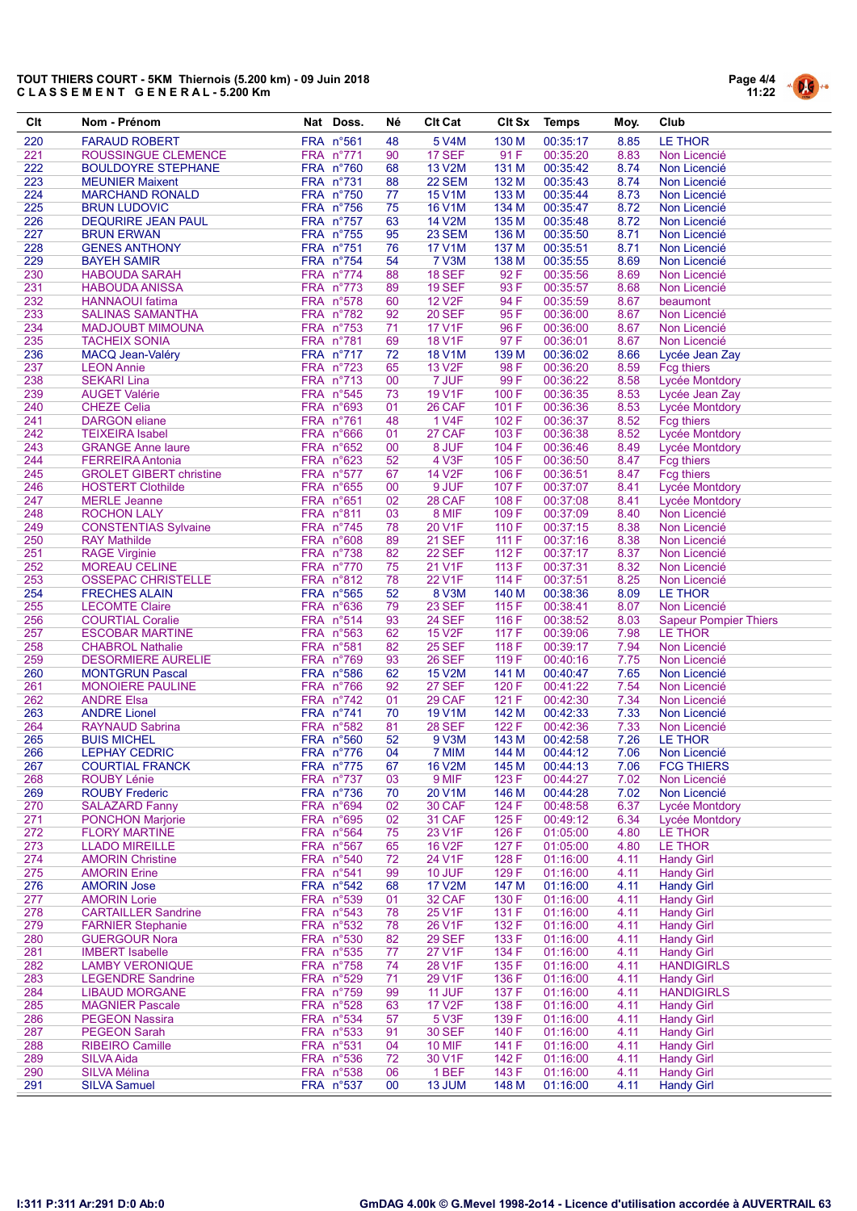**TOUT THIERS COURT - 5KM Thiernois (5.200 km) - 09 Juin 2018**
**C L A S S E M E N T G E N E R A L - 5.200 Km**

| Clt | Nom - Prénom | Nat | Doss. | Né | Clt Cat | Clt Sx | Temps | Moy. | Club |
|---|---|---|---|---|---|---|---|---|---|
| 220 | FARAUD ROBERT | FRA | n°561 | 48 | 5 V4M | 130 M | 00:35:17 | 8.85 | LE THOR |
| 221 | ROUSSINGUE CLEMENCE | FRA | n°771 | 90 | 17 SEF | 91 F | 00:35:20 | 8.83 | Non Licencié |
| 222 | BOULDOYRE STEPHANE | FRA | n°760 | 68 | 13 V2M | 131 M | 00:35:42 | 8.74 | Non Licencié |
| 223 | MEUNIER Maixent | FRA | n°731 | 88 | 22 SEM | 132 M | 00:35:43 | 8.74 | Non Licencié |
| 224 | MARCHAND RONALD | FRA | n°750 | 77 | 15 V1M | 133 M | 00:35:44 | 8.73 | Non Licencié |
| 225 | BRUN LUDOVIC | FRA | n°756 | 75 | 16 V1M | 134 M | 00:35:47 | 8.72 | Non Licencié |
| 226 | DEQURIRE JEAN PAUL | FRA | n°757 | 63 | 14 V2M | 135 M | 00:35:48 | 8.72 | Non Licencié |
| 227 | BRUN ERWAN | FRA | n°755 | 95 | 23 SEM | 136 M | 00:35:50 | 8.71 | Non Licencié |
| 228 | GENES ANTHONY | FRA | n°751 | 76 | 17 V1M | 137 M | 00:35:51 | 8.71 | Non Licencié |
| 229 | BAYEH SAMIR | FRA | n°754 | 54 | 7 V3M | 138 M | 00:35:55 | 8.69 | Non Licencié |
| 230 | HABOUDA SARAH | FRA | n°774 | 88 | 18 SEF | 92 F | 00:35:56 | 8.69 | Non Licencié |
| 231 | HABOUDA ANISSA | FRA | n°773 | 89 | 19 SEF | 93 F | 00:35:57 | 8.68 | Non Licencié |
| 232 | HANNAOUI fatima | FRA | n°578 | 60 | 12 V2F | 94 F | 00:35:59 | 8.67 | beaumont |
| 233 | SALINAS SAMANTHA | FRA | n°782 | 92 | 20 SEF | 95 F | 00:36:00 | 8.67 | Non Licencié |
| 234 | MADJOUBT MIMOUNA | FRA | n°753 | 71 | 17 V1F | 96 F | 00:36:00 | 8.67 | Non Licencié |
| 235 | TACHEIX SONIA | FRA | n°781 | 69 | 18 V1F | 97 F | 00:36:01 | 8.67 | Non Licencié |
| 236 | MACQ Jean-Valéry | FRA | n°717 | 72 | 18 V1M | 139 M | 00:36:02 | 8.66 | Lycée Jean Zay |
| 237 | LEON Annie | FRA | n°723 | 65 | 13 V2F | 98 F | 00:36:20 | 8.59 | Fcg thiers |
| 238 | SEKARI Lina | FRA | n°713 | 00 | 7 JUF | 99 F | 00:36:22 | 8.58 | Lycée Montdory |
| 239 | AUGET Valérie | FRA | n°545 | 73 | 19 V1F | 100 F | 00:36:35 | 8.53 | Lycée Jean Zay |
| 240 | CHEZE Celia | FRA | n°693 | 01 | 26 CAF | 101 F | 00:36:36 | 8.53 | Lycée Montdory |
| 241 | DARGON eliane | FRA | n°761 | 48 | 1 V4F | 102 F | 00:36:37 | 8.52 | Fcg thiers |
| 242 | TEIXEIRA Isabel | FRA | n°666 | 01 | 27 CAF | 103 F | 00:36:38 | 8.52 | Lycée Montdory |
| 243 | GRANGE Anne laure | FRA | n°652 | 00 | 8 JUF | 104 F | 00:36:46 | 8.49 | Lycée Montdory |
| 244 | FERREIRA Antonia | FRA | n°623 | 52 | 4 V3F | 105 F | 00:36:50 | 8.47 | Fcg thiers |
| 245 | GROLET GIBERT christine | FRA | n°577 | 67 | 14 V2F | 106 F | 00:36:51 | 8.47 | Fcg thiers |
| 246 | HOSTERT Clothilde | FRA | n°655 | 00 | 9 JUF | 107 F | 00:37:07 | 8.41 | Lycée Montdory |
| 247 | MERLE Jeanne | FRA | n°651 | 02 | 28 CAF | 108 F | 00:37:08 | 8.41 | Lycée Montdory |
| 248 | ROCHON LALY | FRA | n°811 | 03 | 8 MIF | 109 F | 00:37:09 | 8.40 | Non Licencié |
| 249 | CONSTENTIAS Sylvaine | FRA | n°745 | 78 | 20 V1F | 110 F | 00:37:15 | 8.38 | Non Licencié |
| 250 | RAY Mathilde | FRA | n°608 | 89 | 21 SEF | 111 F | 00:37:16 | 8.38 | Non Licencié |
| 251 | RAGE Virginie | FRA | n°738 | 82 | 22 SEF | 112 F | 00:37:17 | 8.37 | Non Licencié |
| 252 | MOREAU CELINE | FRA | n°770 | 75 | 21 V1F | 113 F | 00:37:31 | 8.32 | Non Licencié |
| 253 | OSSEPAC CHRISTELLE | FRA | n°812 | 78 | 22 V1F | 114 F | 00:37:51 | 8.25 | Non Licencié |
| 254 | FRECHES ALAIN | FRA | n°565 | 52 | 8 V3M | 140 M | 00:38:36 | 8.09 | LE THOR |
| 255 | LECOMTE Claire | FRA | n°636 | 79 | 23 SEF | 115 F | 00:38:41 | 8.07 | Non Licencié |
| 256 | COURTIAL Coralie | FRA | n°514 | 93 | 24 SEF | 116 F | 00:38:52 | 8.03 | Sapeur Pompier Thiers |
| 257 | ESCOBAR MARTINE | FRA | n°563 | 62 | 15 V2F | 117 F | 00:39:06 | 7.98 | LE THOR |
| 258 | CHABROL Nathalie | FRA | n°581 | 82 | 25 SEF | 118 F | 00:39:17 | 7.94 | Non Licencié |
| 259 | DESORMIERE AURELIE | FRA | n°769 | 93 | 26 SEF | 119 F | 00:40:16 | 7.75 | Non Licencié |
| 260 | MONTGRUN Pascal | FRA | n°586 | 62 | 15 V2M | 141 M | 00:40:47 | 7.65 | Non Licencié |
| 261 | MONOIERE PAULINE | FRA | n°766 | 92 | 27 SEF | 120 F | 00:41:22 | 7.54 | Non Licencié |
| 262 | ANDRE Elsa | FRA | n°742 | 01 | 29 CAF | 121 F | 00:42:30 | 7.34 | Non Licencié |
| 263 | ANDRE Lionel | FRA | n°741 | 70 | 19 V1M | 142 M | 00:42:33 | 7.33 | Non Licencié |
| 264 | RAYNAUD Sabrina | FRA | n°582 | 81 | 28 SEF | 122 F | 00:42:36 | 7.33 | Non Licencié |
| 265 | BUIS MICHEL | FRA | n°560 | 52 | 9 V3M | 143 M | 00:42:58 | 7.26 | LE THOR |
| 266 | LEPHAY CEDRIC | FRA | n°776 | 04 | 7 MIM | 144 M | 00:44:12 | 7.06 | Non Licencié |
| 267 | COURTIAL FRANCK | FRA | n°775 | 67 | 16 V2M | 145 M | 00:44:13 | 7.06 | FCG THIERS |
| 268 | ROUBY Lénie | FRA | n°737 | 03 | 9 MIF | 123 F | 00:44:27 | 7.02 | Non Licencié |
| 269 | ROUBY Frederic | FRA | n°736 | 70 | 20 V1M | 146 M | 00:44:28 | 7.02 | Non Licencié |
| 270 | SALAZARD Fanny | FRA | n°694 | 02 | 30 CAF | 124 F | 00:48:58 | 6.37 | Lycée Montdory |
| 271 | PONCHON Marjorie | FRA | n°695 | 02 | 31 CAF | 125 F | 00:49:12 | 6.34 | Lycée Montdory |
| 272 | FLORY MARTINE | FRA | n°564 | 75 | 23 V1F | 126 F | 01:05:00 | 4.80 | LE THOR |
| 273 | LLADO MIREILLE | FRA | n°567 | 65 | 16 V2F | 127 F | 01:05:00 | 4.80 | LE THOR |
| 274 | AMORIN Christine | FRA | n°540 | 72 | 24 V1F | 128 F | 01:16:00 | 4.11 | Handy Girl |
| 275 | AMORIN Erine | FRA | n°541 | 99 | 10 JUF | 129 F | 01:16:00 | 4.11 | Handy Girl |
| 276 | AMORIN Jose | FRA | n°542 | 68 | 17 V2M | 147 M | 01:16:00 | 4.11 | Handy Girl |
| 277 | AMORIN Lorie | FRA | n°539 | 01 | 32 CAF | 130 F | 01:16:00 | 4.11 | Handy Girl |
| 278 | CARTAILLER Sandrine | FRA | n°543 | 78 | 25 V1F | 131 F | 01:16:00 | 4.11 | Handy Girl |
| 279 | FARNIER Stephanie | FRA | n°532 | 78 | 26 V1F | 132 F | 01:16:00 | 4.11 | Handy Girl |
| 280 | GUERGOUR Nora | FRA | n°530 | 82 | 29 SEF | 133 F | 01:16:00 | 4.11 | Handy Girl |
| 281 | IMBERT Isabelle | FRA | n°535 | 77 | 27 V1F | 134 F | 01:16:00 | 4.11 | Handy Girl |
| 282 | LAMBY VERONIQUE | FRA | n°758 | 74 | 28 V1F | 135 F | 01:16:00 | 4.11 | HANDIGIRLS |
| 283 | LEGENDRE Sandrine | FRA | n°529 | 71 | 29 V1F | 136 F | 01:16:00 | 4.11 | Handy Girl |
| 284 | LIBAUD MORGANE | FRA | n°759 | 99 | 11 JUF | 137 F | 01:16:00 | 4.11 | HANDIGIRLS |
| 285 | MAGNIER Pascale | FRA | n°528 | 63 | 17 V2F | 138 F | 01:16:00 | 4.11 | Handy Girl |
| 286 | PEGEON Nassira | FRA | n°534 | 57 | 5 V3F | 139 F | 01:16:00 | 4.11 | Handy Girl |
| 287 | PEGEON Sarah | FRA | n°533 | 91 | 30 SEF | 140 F | 01:16:00 | 4.11 | Handy Girl |
| 288 | RIBEIRO Camille | FRA | n°531 | 04 | 10 MIF | 141 F | 01:16:00 | 4.11 | Handy Girl |
| 289 | SILVA Aida | FRA | n°536 | 72 | 30 V1F | 142 F | 01:16:00 | 4.11 | Handy Girl |
| 290 | SILVA Mélina | FRA | n°538 | 06 | 1 BEF | 143 F | 01:16:00 | 4.11 | Handy Girl |
| 291 | SILVA Samuel | FRA | n°537 | 00 | 13 JUM | 148 M | 01:16:00 | 4.11 | Handy Girl |

I:311 P:311 Ar:291 D:0 Ab:0

GmDAG 4.00k © G.Mevel 1998-2014 - Licence d'utilisation accordée à AUVERTRAIL 63